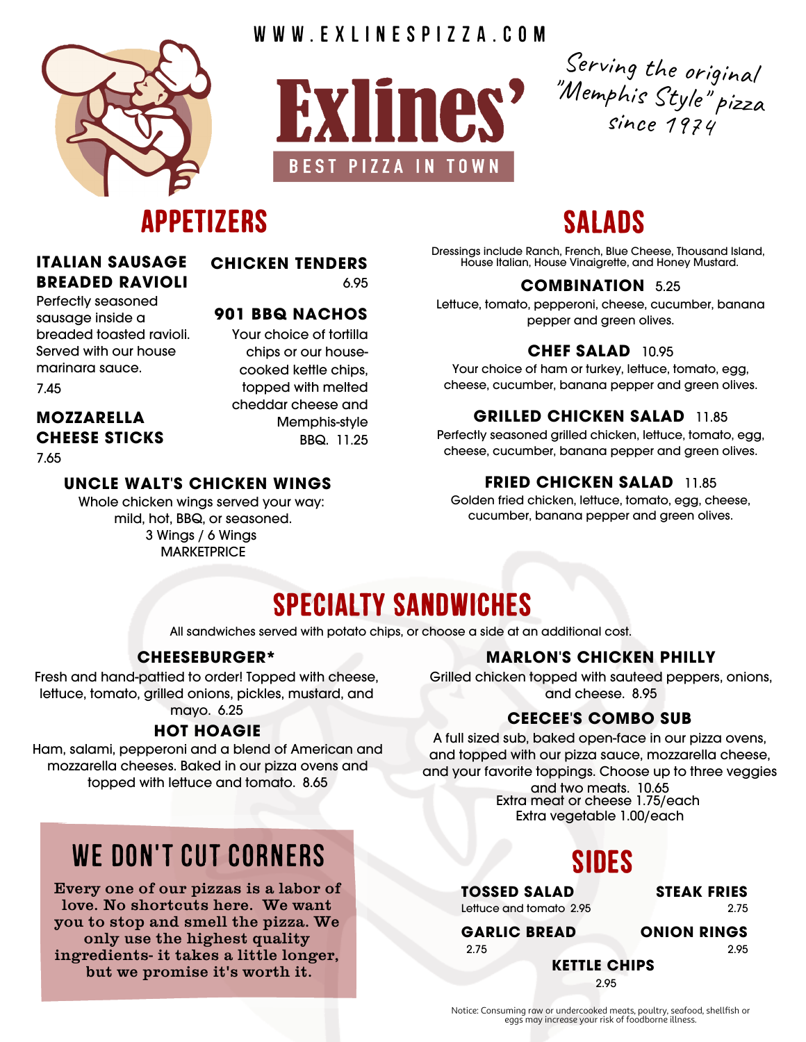WWW.EXLINESPIZZA.COM

# Exlines'

BEST PIZZA IN TOWN

*Serving the original "Memphis Style" pizza since 1974*

## APPETIZERS

### ITALIAN SAUSAGE BREADED RAVIOLI

Perfectly seasoned sausage inside a breaded toasted ravioli. Served with our house marinara sauce.

7.45

### MOZZARELLA CHEESE STICKS

7.65

### CHICKEN TENDERS

6.95

### 901 BBQ NACHOS

Your choice of tortilla chips or our house-cooked kettle chips, topped with melted cheddar cheese and Memphis-style BBQ. 11.25

### UNCLE WALT'S CHICKEN WINGS

Whole chicken wings served your way: mild, hot, BBQ, or seasoned.
3 Wings / 6 Wings
MARKETPRICE

## SALADS

Dressings include Ranch, French, Blue Cheese, Thousand Island, House Italian, House Vinaigrette, and Honey Mustard.

### COMBINATION 5.25

Lettuce, tomato, pepperoni, cheese, cucumber, banana pepper and green olives.

### CHEF SALAD 10.95

Your choice of ham or turkey, lettuce, tomato, egg, cheese, cucumber, banana pepper and green olives.

### GRILLED CHICKEN SALAD 11.85

Perfectly seasoned grilled chicken, lettuce, tomato, egg, cheese, cucumber, banana pepper and green olives.

### FRIED CHICKEN SALAD 11.85

Golden fried chicken, lettuce, tomato, egg, cheese, cucumber, banana pepper and green olives.

## SPECIALTY SANDWICHES

All sandwiches served with potato chips, or choose a side at an additional cost.

### CHEESEBURGER*

Fresh and hand-pattied to order! Topped with cheese, lettuce, tomato, grilled onions, pickles, mustard, and mayo. 6.25

### HOT HOAGIE

Ham, salami, pepperoni and a blend of American and mozzarella cheeses. Baked in our pizza ovens and topped with lettuce and tomato. 8.65

### MARLON'S CHICKEN PHILLY

Grilled chicken topped with sauteed peppers, onions, and cheese. 8.95

### CEECEE'S COMBO SUB

A full sized sub, baked open-face in our pizza ovens, and topped with our pizza sauce, mozzarella cheese, and your favorite toppings. Choose up to three veggies and two meats. 10.65
Extra meat or cheese 1.75/each
Extra vegetable 1.00/each

## WE DON'T CUT CORNERS

Every one of our pizzas is a labor of love. No shortcuts here. We want you to stop and smell the pizza. We only use the highest quality ingredients- it takes a little longer, but we promise it's worth it.

## SIDES

**TOSSED SALAD**
Lettuce and tomato 2.95

**STEAK FRIES**
2.75

**GARLIC BREAD**
2.75

**ONION RINGS**
2.95

**KETTLE CHIPS**
2.95

Notice: Consuming raw or undercooked meats, poultry, seafood, shellfish or eggs may increase your risk of foodborne illness.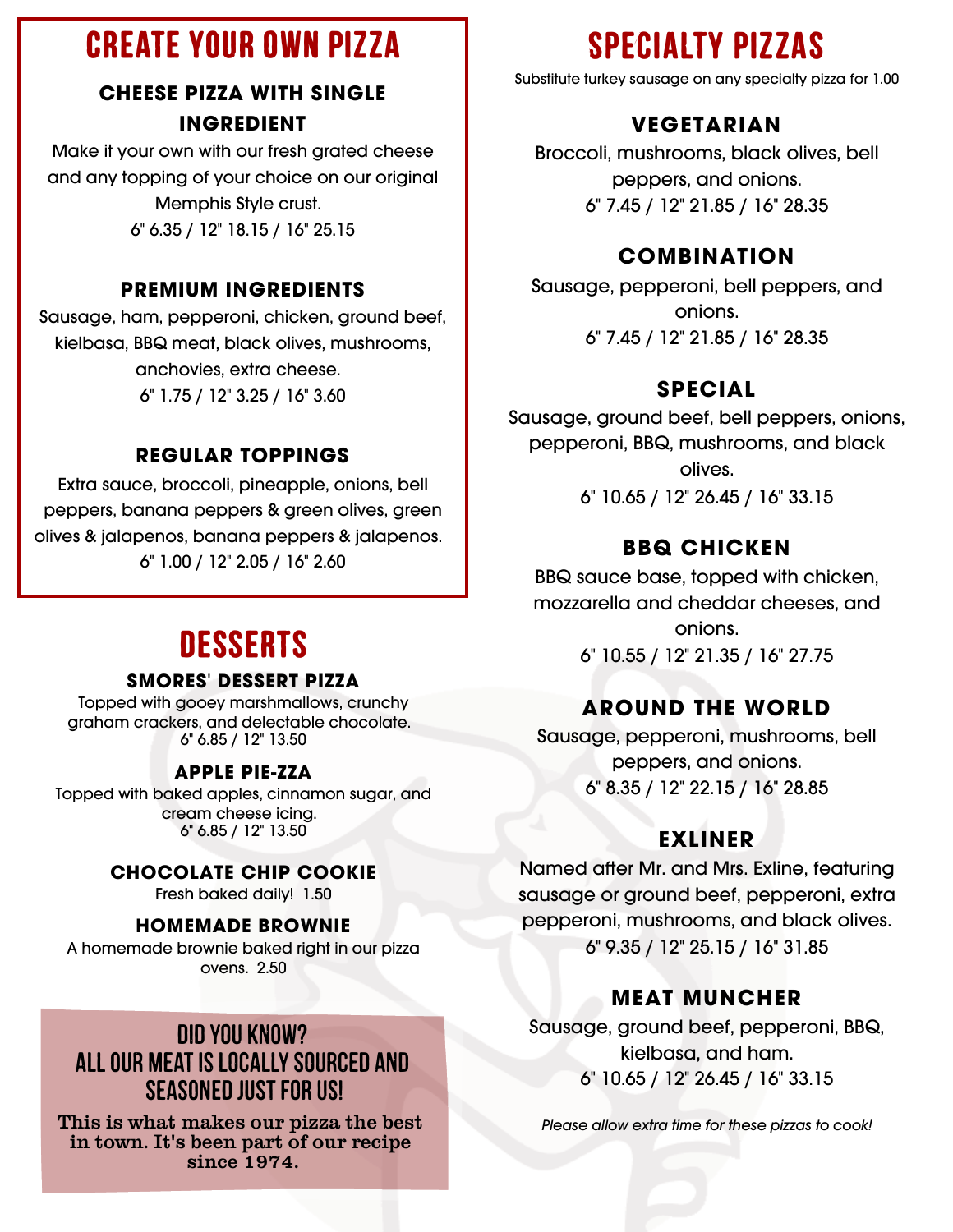# CREATE YOUR OWN PIZZA

### CHEESE PIZZA WITH SINGLE INGREDIENT

Make it your own with our fresh grated cheese and any topping of your choice on our original Memphis Style crust.

6" 6.35 / 12" 18.15 / 16" 25.15

### PREMIUM INGREDIENTS

Sausage, ham, pepperoni, chicken, ground beef, kielbasa, BBQ meat, black olives, mushrooms, anchovies, extra cheese.

6" 1.75 / 12" 3.25 / 16" 3.60

### REGULAR TOPPINGS

Extra sauce, broccoli, pineapple, onions, bell peppers, banana peppers & green olives, green olives & jalapenos, banana peppers & jalapenos.

6" 1.00 / 12" 2.05 / 16" 2.60

# DESSERTS

### SMORES' DESSERT PIZZA

Topped with gooey marshmallows, crunchy graham crackers, and delectable chocolate.

6" 6.85 / 12" 13.50

### APPLE PIE-ZZA

Topped with baked apples, cinnamon sugar, and cream cheese icing.

6" 6.85 / 12" 13.50

### CHOCOLATE CHIP COOKIE

Fresh baked daily! 1.50

### HOMEMADE BROWNIE

A homemade brownie baked right in our pizza ovens. 2.50

## DID YOU KNOW? ALL OUR MEAT IS LOCALLY SOURCED AND SEASONED JUST FOR US!

**This is what makes our pizza the best in town. It's been part of our recipe since 1974.**

# SPECIALTY PIZZAS

Substitute turkey sausage on any specialty pizza for 1.00

### VEGETARIAN

Broccoli, mushrooms, black olives, bell peppers, and onions.

6" 7.45 / 12" 21.85 / 16" 28.35

### COMBINATION

Sausage, pepperoni, bell peppers, and onions.

6" 7.45 / 12" 21.85 / 16" 28.35

### SPECIAL

Sausage, ground beef, bell peppers, onions, pepperoni, BBQ, mushrooms, and black olives.

6" 10.65 / 12" 26.45 / 16" 33.15

### BBQ CHICKEN

BBQ sauce base, topped with chicken, mozzarella and cheddar cheeses, and onions.

6" 10.55 / 12" 21.35 / 16" 27.75

### AROUND THE WORLD

Sausage, pepperoni, mushrooms, bell peppers, and onions.

6" 8.35 / 12" 22.15 / 16" 28.85

### EXLINER

Named after Mr. and Mrs. Exline, featuring sausage or ground beef, pepperoni, extra pepperoni, mushrooms, and black olives.

6" 9.35 / 12" 25.15 / 16" 31.85

### MEAT MUNCHER

Sausage, ground beef, pepperoni, BBQ, kielbasa, and ham.

6" 10.65 / 12" 26.45 / 16" 33.15

*Please allow extra time for these pizzas to cook!*